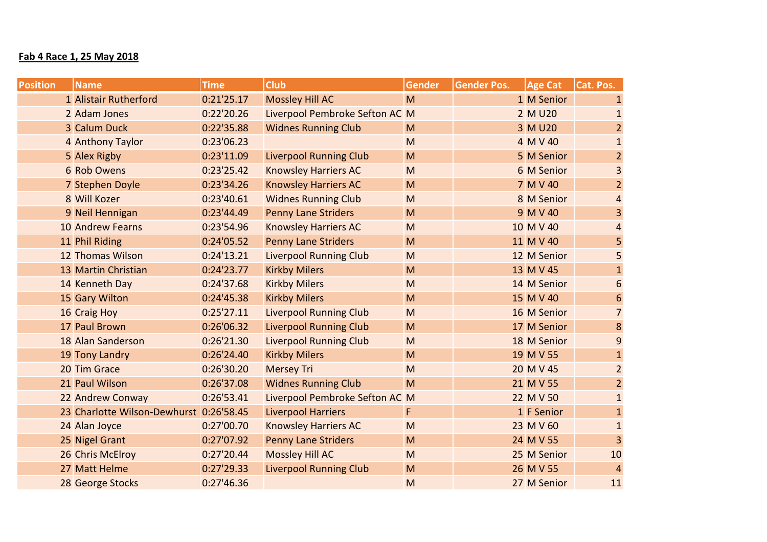**Fab 4 Race 1, 25 May 2018**

| Position | Name | Time | Club | Gender | Gender Pos. | Age Cat | Cat. Pos. |
|---|---|---|---|---|---|---|---|
| 1 | Alistair Rutherford | 0:21'25.17 | Mossley Hill AC | M | 1 | M Senior | 1 |
| 2 | Adam Jones | 0:22'20.26 | Liverpool Pembroke Sefton AC | M | 2 | M U20 | 1 |
| 3 | Calum Duck | 0:22'35.88 | Widnes Running Club | M | 3 | M U20 | 2 |
| 4 | Anthony Taylor | 0:23'06.23 | | M | 4 | M V 40 | 1 |
| 5 | Alex Rigby | 0:23'11.09 | Liverpool Running Club | M | 5 | M Senior | 2 |
| 6 | Rob Owens | 0:23'25.42 | Knowsley Harriers AC | M | 6 | M Senior | 3 |
| 7 | Stephen Doyle | 0:23'34.26 | Knowsley Harriers AC | M | 7 | M V 40 | 2 |
| 8 | Will Kozer | 0:23'40.61 | Widnes Running Club | M | 8 | M Senior | 4 |
| 9 | Neil Hennigan | 0:23'44.49 | Penny Lane Striders | M | 9 | M V 40 | 3 |
| 10 | Andrew Fearns | 0:23'54.96 | Knowsley Harriers AC | M | 10 | M V 40 | 4 |
| 11 | Phil Riding | 0:24'05.52 | Penny Lane Striders | M | 11 | M V 40 | 5 |
| 12 | Thomas Wilson | 0:24'13.21 | Liverpool Running Club | M | 12 | M Senior | 5 |
| 13 | Martin Christian | 0:24'23.77 | Kirkby Milers | M | 13 | M V 45 | 1 |
| 14 | Kenneth Day | 0:24'37.68 | Kirkby Milers | M | 14 | M Senior | 6 |
| 15 | Gary Wilton | 0:24'45.38 | Kirkby Milers | M | 15 | M V 40 | 6 |
| 16 | Craig Hoy | 0:25'27.11 | Liverpool Running Club | M | 16 | M Senior | 7 |
| 17 | Paul Brown | 0:26'06.32 | Liverpool Running Club | M | 17 | M Senior | 8 |
| 18 | Alan Sanderson | 0:26'21.30 | Liverpool Running Club | M | 18 | M Senior | 9 |
| 19 | Tony Landry | 0:26'24.40 | Kirkby Milers | M | 19 | M V 55 | 1 |
| 20 | Tim Grace | 0:26'30.20 | Mersey Tri | M | 20 | M V 45 | 2 |
| 21 | Paul Wilson | 0:26'37.08 | Widnes Running Club | M | 21 | M V 55 | 2 |
| 22 | Andrew Conway | 0:26'53.41 | Liverpool Pembroke Sefton AC | M | 22 | M V 50 | 1 |
| 23 | Charlotte Wilson-Dewhurst | 0:26'58.45 | Liverpool Harriers | F | 1 | F Senior | 1 |
| 24 | Alan Joyce | 0:27'00.70 | Knowsley Harriers AC | M | 23 | M V 60 | 1 |
| 25 | Nigel Grant | 0:27'07.92 | Penny Lane Striders | M | 24 | M V 55 | 3 |
| 26 | Chris McElroy | 0:27'20.44 | Mossley Hill AC | M | 25 | M Senior | 10 |
| 27 | Matt Helme | 0:27'29.33 | Liverpool Running Club | M | 26 | M V 55 | 4 |
| 28 | George Stocks | 0:27'46.36 | | M | 27 | M Senior | 11 |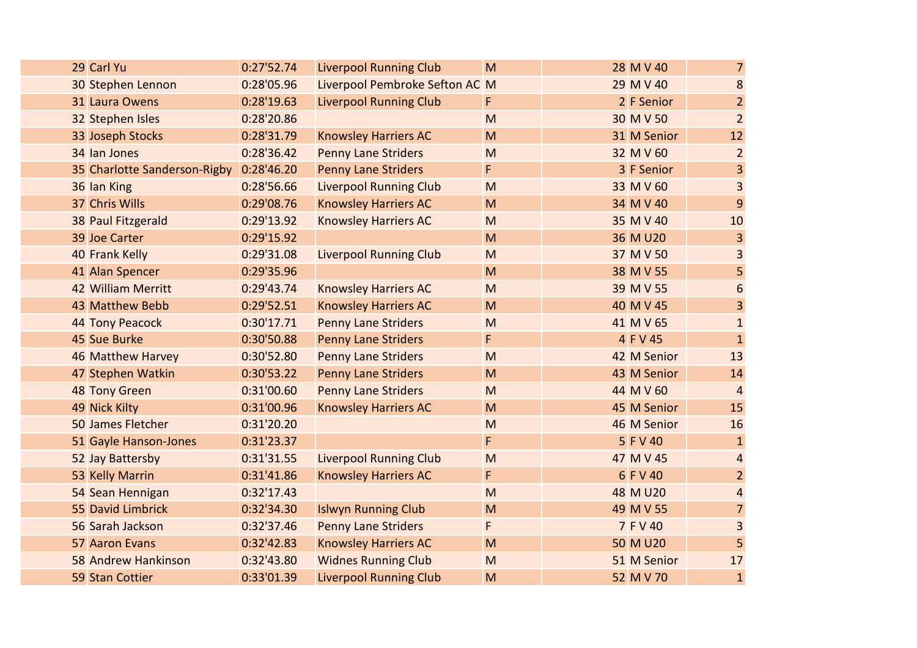| | | | | | | | |
|---|---|---|---|---|---|---|---|
| 29 | Carl Yu | 0:27'52.74 | Liverpool Running Club | M | 28 | M V 40 | 7 |
| 30 | Stephen Lennon | 0:28'05.96 | Liverpool Pembroke Sefton AC | M | 29 | M V 40 | 8 |
| 31 | Laura Owens | 0:28'19.63 | Liverpool Running Club | F | 2 | F Senior | 2 |
| 32 | Stephen Isles | 0:28'20.86 | | M | 30 | M V 50 | 2 |
| 33 | Joseph Stocks | 0:28'31.79 | Knowsley Harriers AC | M | 31 | M Senior | 12 |
| 34 | Ian Jones | 0:28'36.42 | Penny Lane Striders | M | 32 | M V 60 | 2 |
| 35 | Charlotte Sanderson-Rigby | 0:28'46.20 | Penny Lane Striders | F | 3 | F Senior | 3 |
| 36 | Ian King | 0:28'56.66 | Liverpool Running Club | M | 33 | M V 60 | 3 |
| 37 | Chris Wills | 0:29'08.76 | Knowsley Harriers AC | M | 34 | M V 40 | 9 |
| 38 | Paul Fitzgerald | 0:29'13.92 | Knowsley Harriers AC | M | 35 | M V 40 | 10 |
| 39 | Joe Carter | 0:29'15.92 | | M | 36 | M U20 | 3 |
| 40 | Frank Kelly | 0:29'31.08 | Liverpool Running Club | M | 37 | M V 50 | 3 |
| 41 | Alan Spencer | 0:29'35.96 | | M | 38 | M V 55 | 5 |
| 42 | William Merritt | 0:29'43.74 | Knowsley Harriers AC | M | 39 | M V 55 | 6 |
| 43 | Matthew Bebb | 0:29'52.51 | Knowsley Harriers AC | M | 40 | M V 45 | 3 |
| 44 | Tony Peacock | 0:30'17.71 | Penny Lane Striders | M | 41 | M V 65 | 1 |
| 45 | Sue Burke | 0:30'50.88 | Penny Lane Striders | F | 4 | F V 45 | 1 |
| 46 | Matthew Harvey | 0:30'52.80 | Penny Lane Striders | M | 42 | M Senior | 13 |
| 47 | Stephen Watkin | 0:30'53.22 | Penny Lane Striders | M | 43 | M Senior | 14 |
| 48 | Tony Green | 0:31'00.60 | Penny Lane Striders | M | 44 | M V 60 | 4 |
| 49 | Nick Kilty | 0:31'00.96 | Knowsley Harriers AC | M | 45 | M Senior | 15 |
| 50 | James Fletcher | 0:31'20.20 | | M | 46 | M Senior | 16 |
| 51 | Gayle Hanson-Jones | 0:31'23.37 | | F | 5 | F V 40 | 1 |
| 52 | Jay Battersby | 0:31'31.55 | Liverpool Running Club | M | 47 | M V 45 | 4 |
| 53 | Kelly Marrin | 0:31'41.86 | Knowsley Harriers AC | F | 6 | F V 40 | 2 |
| 54 | Sean Hennigan | 0:32'17.43 | | M | 48 | M U20 | 4 |
| 55 | David Limbrick | 0:32'34.30 | Islwyn Running Club | M | 49 | M V 55 | 7 |
| 56 | Sarah Jackson | 0:32'37.46 | Penny Lane Striders | F | 7 | F V 40 | 3 |
| 57 | Aaron Evans | 0:32'42.83 | Knowsley Harriers AC | M | 50 | M U20 | 5 |
| 58 | Andrew Hankinson | 0:32'43.80 | Widnes Running Club | M | 51 | M Senior | 17 |
| 59 | Stan Cottier | 0:33'01.39 | Liverpool Running Club | M | 52 | M V 70 | 1 |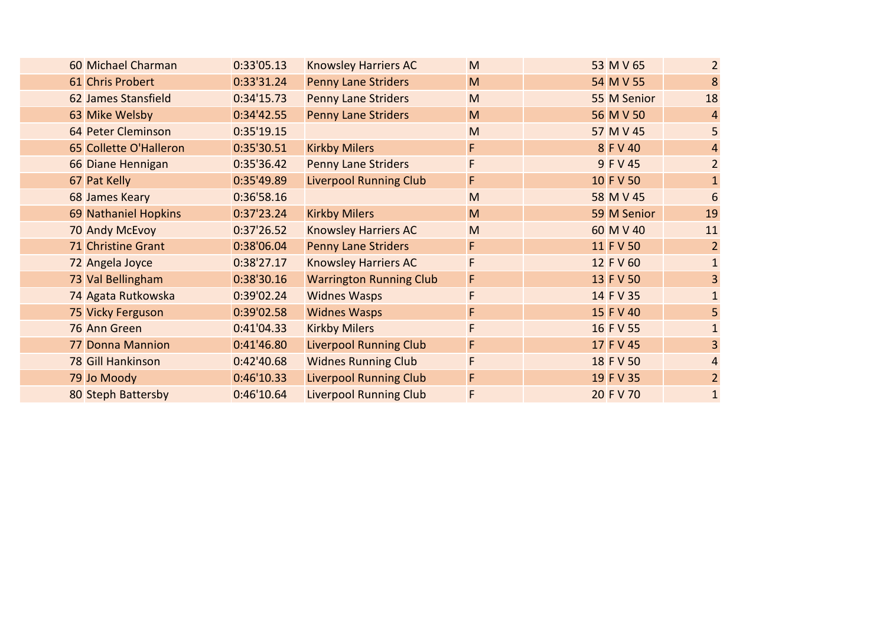| | | | | | | |
|---|---|---|---|---|---|---|
| 60 | Michael Charman | 0:33'05.13 | Knowsley Harriers AC | M | 53 M V 65 | 2 |
| 61 | Chris Probert | 0:33'31.24 | Penny Lane Striders | M | 54 M V 55 | 8 |
| 62 | James Stansfield | 0:34'15.73 | Penny Lane Striders | M | 55 M Senior | 18 |
| 63 | Mike Welsby | 0:34'42.55 | Penny Lane Striders | M | 56 M V 50 | 4 |
| 64 | Peter Cleminson | 0:35'19.15 | | M | 57 M V 45 | 5 |
| 65 | Collette O'Halleron | 0:35'30.51 | Kirkby Milers | F | 8 F V 40 | 4 |
| 66 | Diane Hennigan | 0:35'36.42 | Penny Lane Striders | F | 9 F V 45 | 2 |
| 67 | Pat Kelly | 0:35'49.89 | Liverpool Running Club | F | 10 F V 50 | 1 |
| 68 | James Keary | 0:36'58.16 | | M | 58 M V 45 | 6 |
| 69 | Nathaniel Hopkins | 0:37'23.24 | Kirkby Milers | M | 59 M Senior | 19 |
| 70 | Andy McEvoy | 0:37'26.52 | Knowsley Harriers AC | M | 60 M V 40 | 11 |
| 71 | Christine Grant | 0:38'06.04 | Penny Lane Striders | F | 11 F V 50 | 2 |
| 72 | Angela Joyce | 0:38'27.17 | Knowsley Harriers AC | F | 12 F V 60 | 1 |
| 73 | Val Bellingham | 0:38'30.16 | Warrington Running Club | F | 13 F V 50 | 3 |
| 74 | Agata Rutkowska | 0:39'02.24 | Widnes Wasps | F | 14 F V 35 | 1 |
| 75 | Vicky Ferguson | 0:39'02.58 | Widnes Wasps | F | 15 F V 40 | 5 |
| 76 | Ann Green | 0:41'04.33 | Kirkby Milers | F | 16 F V 55 | 1 |
| 77 | Donna Mannion | 0:41'46.80 | Liverpool Running Club | F | 17 F V 45 | 3 |
| 78 | Gill Hankinson | 0:42'40.68 | Widnes Running Club | F | 18 F V 50 | 4 |
| 79 | Jo Moody | 0:46'10.33 | Liverpool Running Club | F | 19 F V 35 | 2 |
| 80 | Steph Battersby | 0:46'10.64 | Liverpool Running Club | F | 20 F V 70 | 1 |